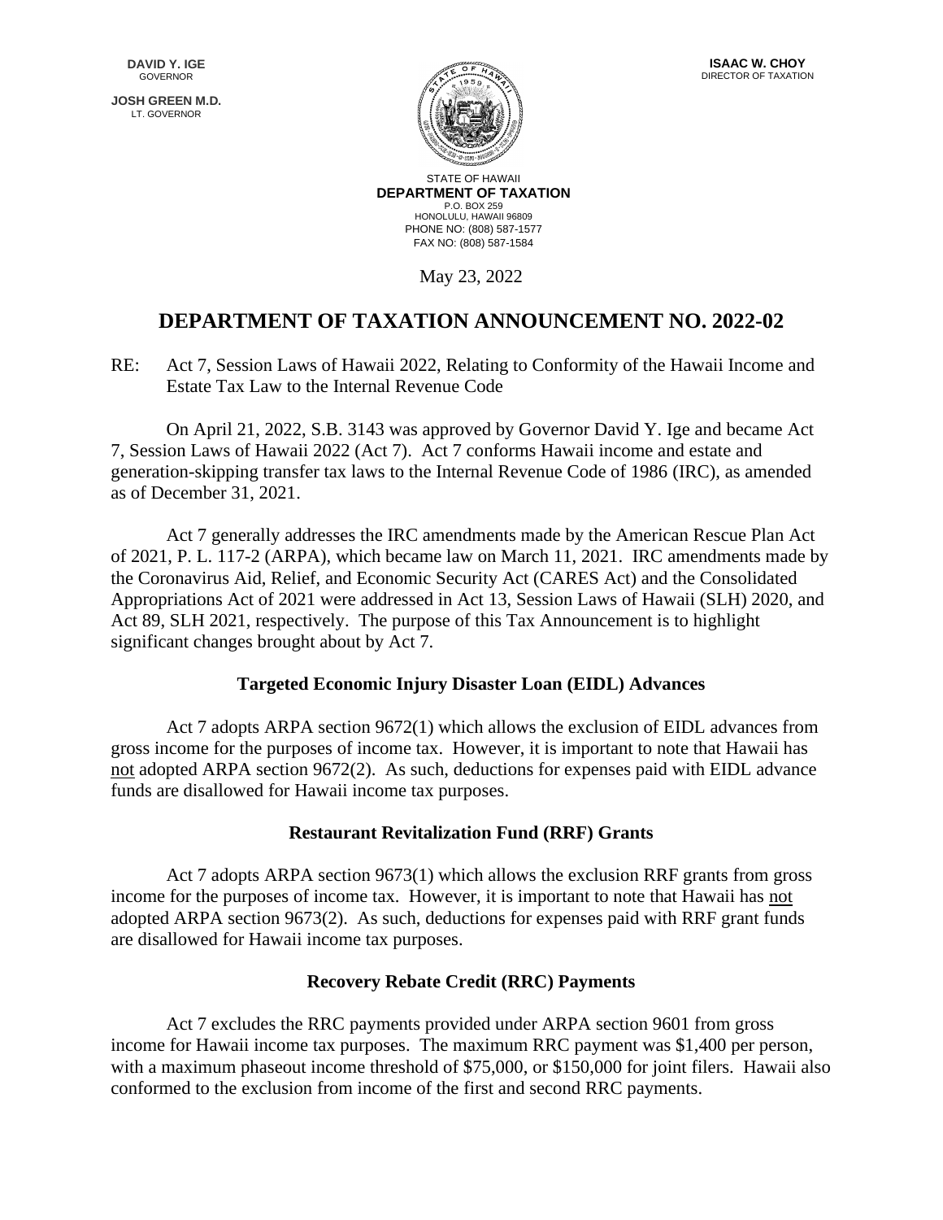**DAVID Y. IGE**
GOVERNOR

**JOSH GREEN M.D.**
LT. GOVERNOR

**ISAAC W. CHOY**
DIRECTOR OF TAXATION

STATE OF HAWAII
**DEPARTMENT OF TAXATION**
P.O. BOX 259
HONOLULU, HAWAII 96809
PHONE NO: (808) 587-1577
FAX NO: (808) 587-1584

May 23, 2022

# DEPARTMENT OF TAXATION ANNOUNCEMENT NO. 2022-02

RE: Act 7, Session Laws of Hawaii 2022, Relating to Conformity of the Hawaii Income and Estate Tax Law to the Internal Revenue Code

On April 21, 2022, S.B. 3143 was approved by Governor David Y. Ige and became Act 7, Session Laws of Hawaii 2022 (Act 7). Act 7 conforms Hawaii income and estate and generation-skipping transfer tax laws to the Internal Revenue Code of 1986 (IRC), as amended as of December 31, 2021.

Act 7 generally addresses the IRC amendments made by the American Rescue Plan Act of 2021, P. L. 117-2 (ARPA), which became law on March 11, 2021. IRC amendments made by the Coronavirus Aid, Relief, and Economic Security Act (CARES Act) and the Consolidated Appropriations Act of 2021 were addressed in Act 13, Session Laws of Hawaii (SLH) 2020, and Act 89, SLH 2021, respectively. The purpose of this Tax Announcement is to highlight significant changes brought about by Act 7.

## Targeted Economic Injury Disaster Loan (EIDL) Advances

Act 7 adopts ARPA section 9672(1) which allows the exclusion of EIDL advances from gross income for the purposes of income tax. However, it is important to note that Hawaii has not adopted ARPA section 9672(2). As such, deductions for expenses paid with EIDL advance funds are disallowed for Hawaii income tax purposes.

## Restaurant Revitalization Fund (RRF) Grants

Act 7 adopts ARPA section 9673(1) which allows the exclusion RRF grants from gross income for the purposes of income tax. However, it is important to note that Hawaii has not adopted ARPA section 9673(2). As such, deductions for expenses paid with RRF grant funds are disallowed for Hawaii income tax purposes.

## Recovery Rebate Credit (RRC) Payments

Act 7 excludes the RRC payments provided under ARPA section 9601 from gross income for Hawaii income tax purposes. The maximum RRC payment was $1,400 per person, with a maximum phaseout income threshold of $75,000, or $150,000 for joint filers. Hawaii also conformed to the exclusion from income of the first and second RRC payments.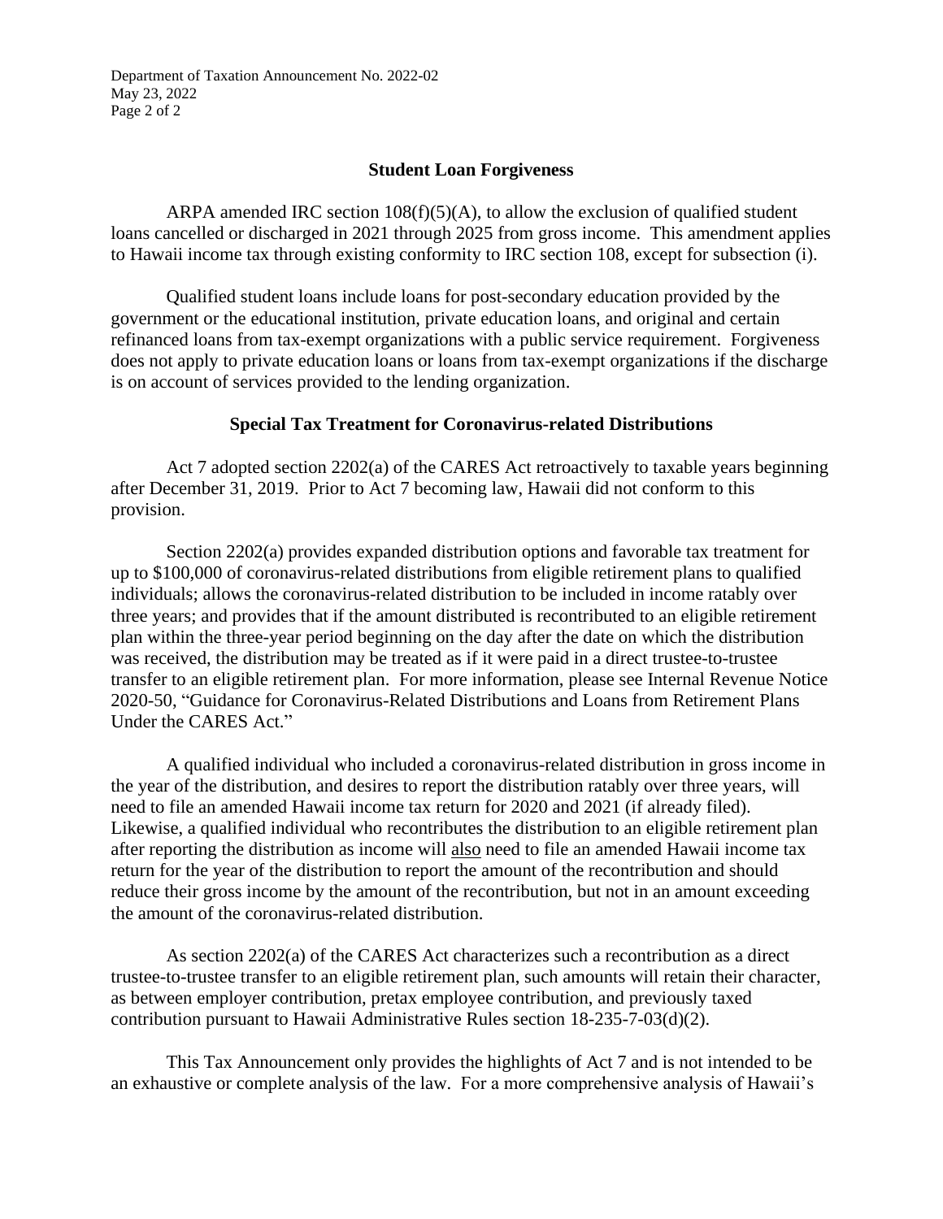## Student Loan Forgiveness

ARPA amended IRC section 108(f)(5)(A), to allow the exclusion of qualified student loans cancelled or discharged in 2021 through 2025 from gross income. This amendment applies to Hawaii income tax through existing conformity to IRC section 108, except for subsection (i).

Qualified student loans include loans for post-secondary education provided by the government or the educational institution, private education loans, and original and certain refinanced loans from tax-exempt organizations with a public service requirement. Forgiveness does not apply to private education loans or loans from tax-exempt organizations if the discharge is on account of services provided to the lending organization.

## Special Tax Treatment for Coronavirus-related Distributions

Act 7 adopted section 2202(a) of the CARES Act retroactively to taxable years beginning after December 31, 2019. Prior to Act 7 becoming law, Hawaii did not conform to this provision.

Section 2202(a) provides expanded distribution options and favorable tax treatment for up to $100,000 of coronavirus-related distributions from eligible retirement plans to qualified individuals; allows the coronavirus-related distribution to be included in income ratably over three years; and provides that if the amount distributed is recontributed to an eligible retirement plan within the three-year period beginning on the day after the date on which the distribution was received, the distribution may be treated as if it were paid in a direct trustee-to-trustee transfer to an eligible retirement plan. For more information, please see Internal Revenue Notice 2020-50, "Guidance for Coronavirus-Related Distributions and Loans from Retirement Plans Under the CARES Act."

A qualified individual who included a coronavirus-related distribution in gross income in the year of the distribution, and desires to report the distribution ratably over three years, will need to file an amended Hawaii income tax return for 2020 and 2021 (if already filed). Likewise, a qualified individual who recontributes the distribution to an eligible retirement plan after reporting the distribution as income will also need to file an amended Hawaii income tax return for the year of the distribution to report the amount of the recontribution and should reduce their gross income by the amount of the recontribution, but not in an amount exceeding the amount of the coronavirus-related distribution.

As section 2202(a) of the CARES Act characterizes such a recontribution as a direct trustee-to-trustee transfer to an eligible retirement plan, such amounts will retain their character, as between employer contribution, pretax employee contribution, and previously taxed contribution pursuant to Hawaii Administrative Rules section 18-235-7-03(d)(2).

This Tax Announcement only provides the highlights of Act 7 and is not intended to be an exhaustive or complete analysis of the law. For a more comprehensive analysis of Hawaii's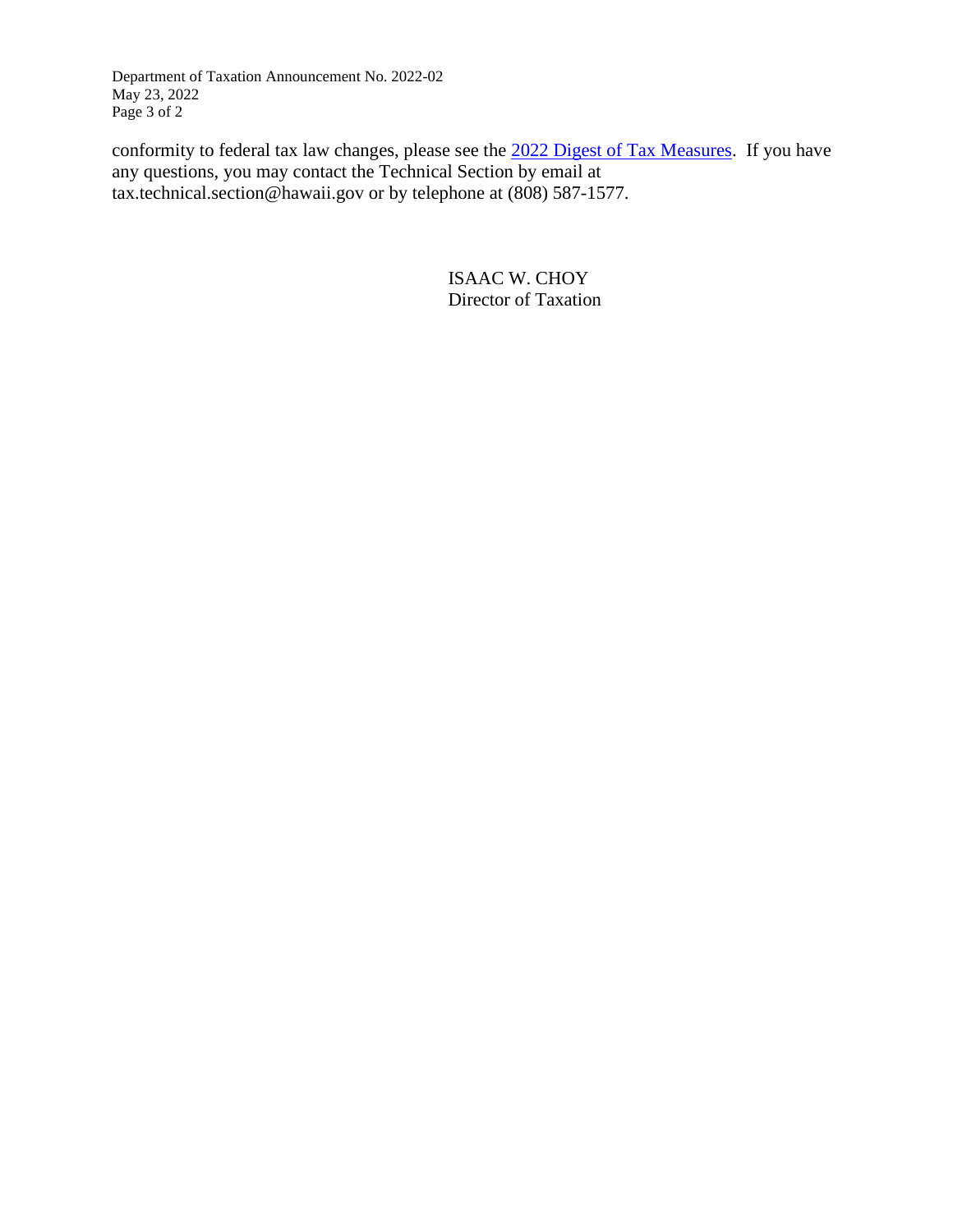conformity to federal tax law changes, please see the 2022 Digest of Tax Measures. If you have any questions, you may contact the Technical Section by email at tax.technical.section@hawaii.gov or by telephone at (808) 587-1577.

ISAAC W. CHOY
Director of Taxation